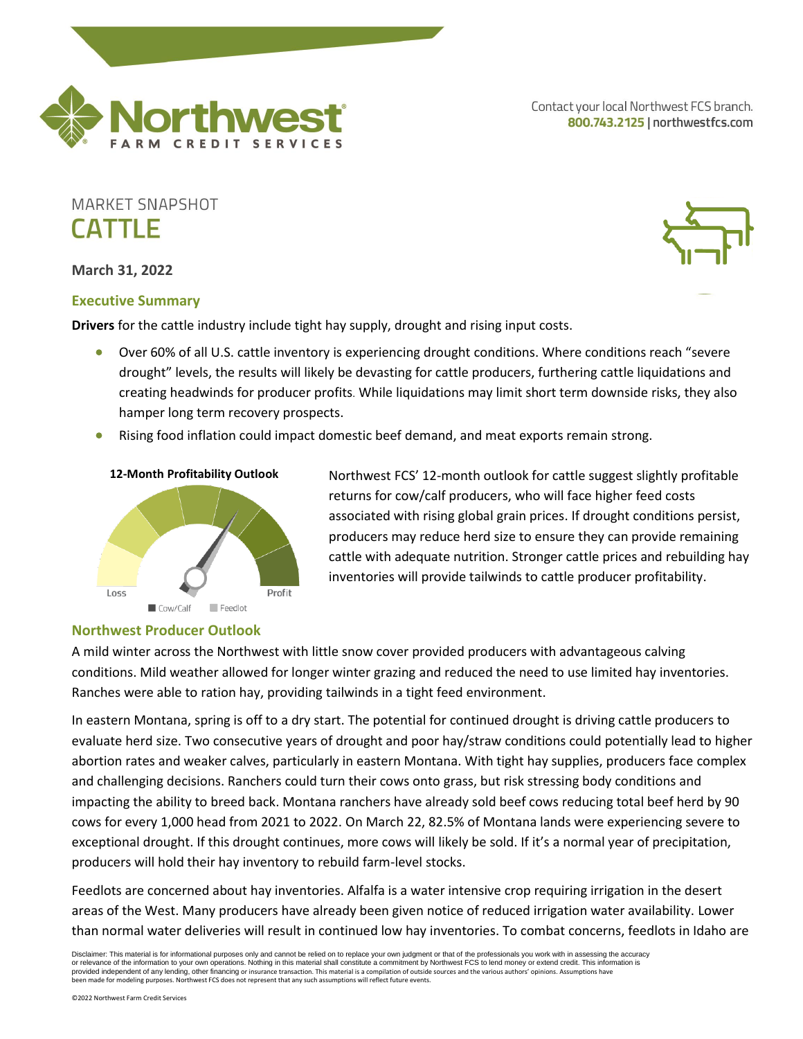Contact your local Northwest FCS branch.
**800.743.2125** | northwestfcs.com

MARKET SNAPSHOT

# CATTLE

**March 31, 2022**

## Executive Summary

**Drivers** for the cattle industry include tight hay supply, drought and rising input costs.

- Over 60% of all U.S. cattle inventory is experiencing drought conditions. Where conditions reach "severe drought" levels, the results will likely be devasting for cattle producers, furthering cattle liquidations and creating headwinds for producer profits. While liquidations may limit short term downside risks, they also hamper long term recovery prospects.
- Rising food inflation could impact domestic beef demand, and meat exports remain strong.

**12-Month Profitability Outlook**

Loss — Profit

Cow/Calf   Feedlot

Northwest FCS' 12-month outlook for cattle suggest slightly profitable returns for cow/calf producers, who will face higher feed costs associated with rising global grain prices. If drought conditions persist, producers may reduce herd size to ensure they can provide remaining cattle with adequate nutrition. Stronger cattle prices and rebuilding hay inventories will provide tailwinds to cattle producer profitability.

## Northwest Producer Outlook

A mild winter across the Northwest with little snow cover provided producers with advantageous calving conditions. Mild weather allowed for longer winter grazing and reduced the need to use limited hay inventories. Ranches were able to ration hay, providing tailwinds in a tight feed environment.

In eastern Montana, spring is off to a dry start. The potential for continued drought is driving cattle producers to evaluate herd size. Two consecutive years of drought and poor hay/straw conditions could potentially lead to higher abortion rates and weaker calves, particularly in eastern Montana. With tight hay supplies, producers face complex and challenging decisions. Ranchers could turn their cows onto grass, but risk stressing body conditions and impacting the ability to breed back. Montana ranchers have already sold beef cows reducing total beef herd by 90 cows for every 1,000 head from 2021 to 2022. On March 22, 82.5% of Montana lands were experiencing severe to exceptional drought. If this drought continues, more cows will likely be sold. If it's a normal year of precipitation, producers will hold their hay inventory to rebuild farm-level stocks.

Feedlots are concerned about hay inventories. Alfalfa is a water intensive crop requiring irrigation in the desert areas of the West. Many producers have already been given notice of reduced irrigation water availability. Lower than normal water deliveries will result in continued low hay inventories. To combat concerns, feedlots in Idaho are

Disclaimer: This material is for informational purposes only and cannot be relied on to replace your own judgment or that of the professionals you work with in assessing the accuracy or relevance of the information to your own operations. Nothing in this material shall constitute a commitment by Northwest FCS to lend money or extend credit. This information is provided independent of any lending, other financing or insurance transaction. This material is a compilation of outside sources and the various authors' opinions. Assumptions have been made for modeling purposes. Northwest FCS does not represent that any such assumptions will reflect future events.

©2022 Northwest Farm Credit Services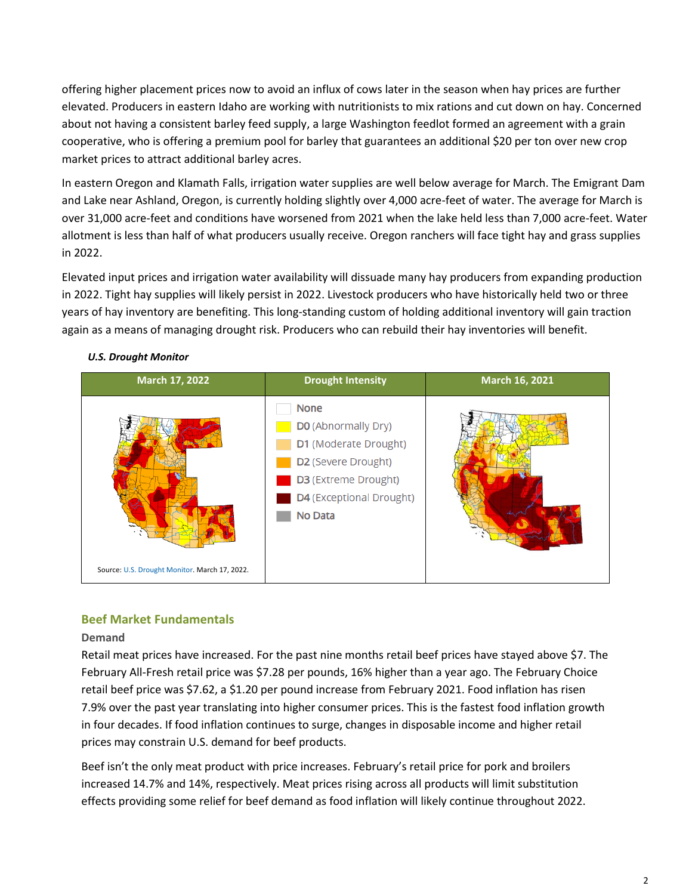offering higher placement prices now to avoid an influx of cows later in the season when hay prices are further elevated. Producers in eastern Idaho are working with nutritionists to mix rations and cut down on hay. Concerned about not having a consistent barley feed supply, a large Washington feedlot formed an agreement with a grain cooperative, who is offering a premium pool for barley that guarantees an additional $20 per ton over new crop market prices to attract additional barley acres.

In eastern Oregon and Klamath Falls, irrigation water supplies are well below average for March. The Emigrant Dam and Lake near Ashland, Oregon, is currently holding slightly over 4,000 acre-feet of water. The average for March is over 31,000 acre-feet and conditions have worsened from 2021 when the lake held less than 7,000 acre-feet. Water allotment is less than half of what producers usually receive. Oregon ranchers will face tight hay and grass supplies in 2022.

Elevated input prices and irrigation water availability will dissuade many hay producers from expanding production in 2022. Tight hay supplies will likely persist in 2022. Livestock producers who have historically held two or three years of hay inventory are benefiting. This long-standing custom of holding additional inventory will gain traction again as a means of managing drought risk. Producers who can rebuild their hay inventories will benefit.

***U.S. Drought Monitor***

| March 17, 2022 | Drought Intensity | March 16, 2021 |
|---|---|---|
| Source: U.S. Drought Monitor. March 17, 2022. | None<br>D0 (Abnormally Dry)<br>D1 (Moderate Drought)<br>D2 (Severe Drought)<br>D3 (Extreme Drought)<br>D4 (Exceptional Drought)<br>No Data | |

## Beef Market Fundamentals

### Demand

Retail meat prices have increased. For the past nine months retail beef prices have stayed above $7. The February All-Fresh retail price was $7.28 per pounds, 16% higher than a year ago. The February Choice retail beef price was $7.62, a $1.20 per pound increase from February 2021. Food inflation has risen 7.9% over the past year translating into higher consumer prices. This is the fastest food inflation growth in four decades. If food inflation continues to surge, changes in disposable income and higher retail prices may constrain U.S. demand for beef products.

Beef isn't the only meat product with price increases. February's retail price for pork and broilers increased 14.7% and 14%, respectively. Meat prices rising across all products will limit substitution effects providing some relief for beef demand as food inflation will likely continue throughout 2022.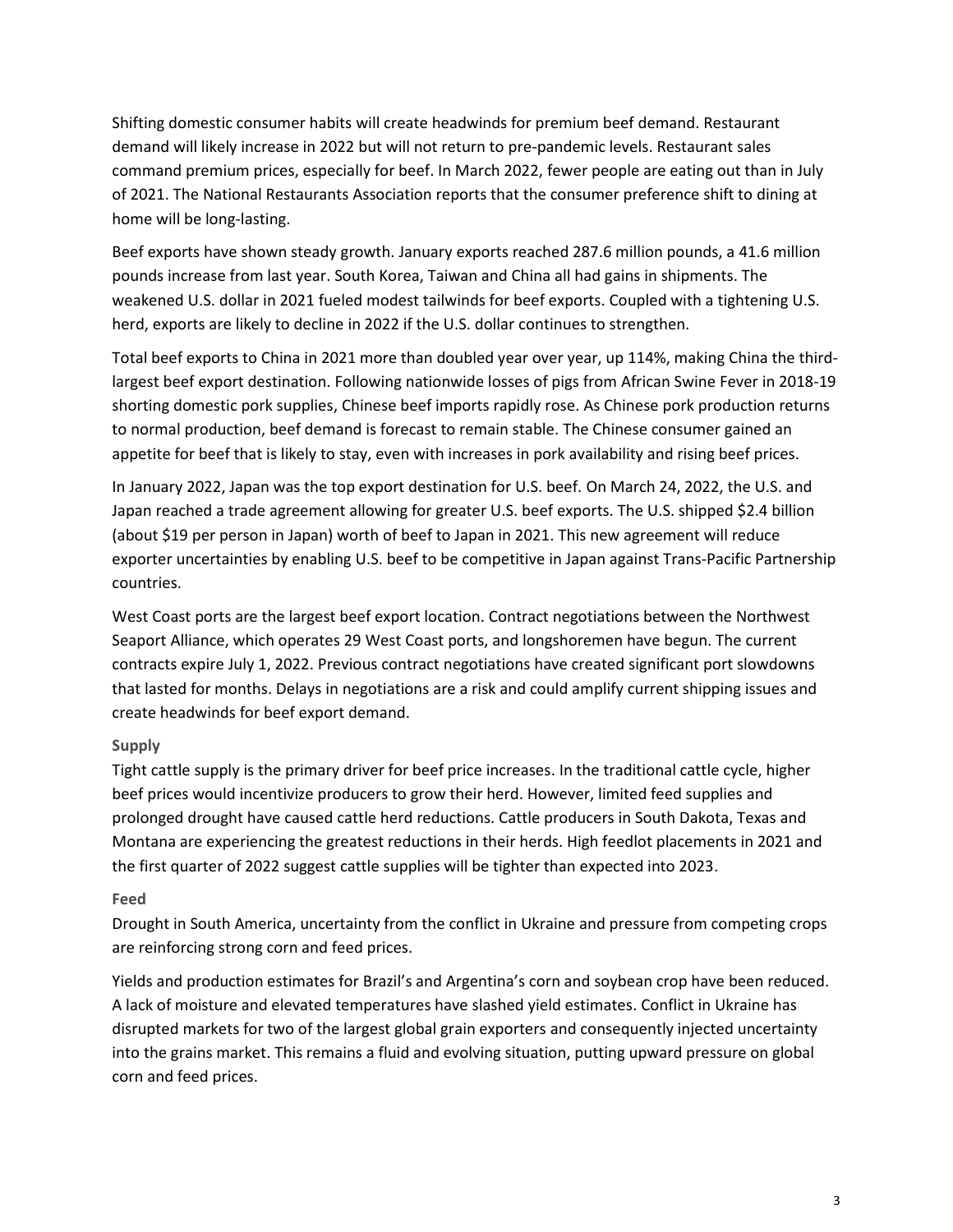Shifting domestic consumer habits will create headwinds for premium beef demand. Restaurant demand will likely increase in 2022 but will not return to pre-pandemic levels. Restaurant sales command premium prices, especially for beef. In March 2022, fewer people are eating out than in July of 2021. The National Restaurants Association reports that the consumer preference shift to dining at home will be long-lasting.

Beef exports have shown steady growth. January exports reached 287.6 million pounds, a 41.6 million pounds increase from last year. South Korea, Taiwan and China all had gains in shipments. The weakened U.S. dollar in 2021 fueled modest tailwinds for beef exports. Coupled with a tightening U.S. herd, exports are likely to decline in 2022 if the U.S. dollar continues to strengthen.

Total beef exports to China in 2021 more than doubled year over year, up 114%, making China the third-largest beef export destination. Following nationwide losses of pigs from African Swine Fever in 2018-19 shorting domestic pork supplies, Chinese beef imports rapidly rose. As Chinese pork production returns to normal production, beef demand is forecast to remain stable. The Chinese consumer gained an appetite for beef that is likely to stay, even with increases in pork availability and rising beef prices.

In January 2022, Japan was the top export destination for U.S. beef. On March 24, 2022, the U.S. and Japan reached a trade agreement allowing for greater U.S. beef exports. The U.S. shipped $2.4 billion (about $19 per person in Japan) worth of beef to Japan in 2021. This new agreement will reduce exporter uncertainties by enabling U.S. beef to be competitive in Japan against Trans-Pacific Partnership countries.

West Coast ports are the largest beef export location. Contract negotiations between the Northwest Seaport Alliance, which operates 29 West Coast ports, and longshoremen have begun. The current contracts expire July 1, 2022. Previous contract negotiations have created significant port slowdowns that lasted for months. Delays in negotiations are a risk and could amplify current shipping issues and create headwinds for beef export demand.

### Supply

Tight cattle supply is the primary driver for beef price increases. In the traditional cattle cycle, higher beef prices would incentivize producers to grow their herd. However, limited feed supplies and prolonged drought have caused cattle herd reductions. Cattle producers in South Dakota, Texas and Montana are experiencing the greatest reductions in their herds. High feedlot placements in 2021 and the first quarter of 2022 suggest cattle supplies will be tighter than expected into 2023.

### Feed

Drought in South America, uncertainty from the conflict in Ukraine and pressure from competing crops are reinforcing strong corn and feed prices.

Yields and production estimates for Brazil's and Argentina's corn and soybean crop have been reduced. A lack of moisture and elevated temperatures have slashed yield estimates. Conflict in Ukraine has disrupted markets for two of the largest global grain exporters and consequently injected uncertainty into the grains market. This remains a fluid and evolving situation, putting upward pressure on global corn and feed prices.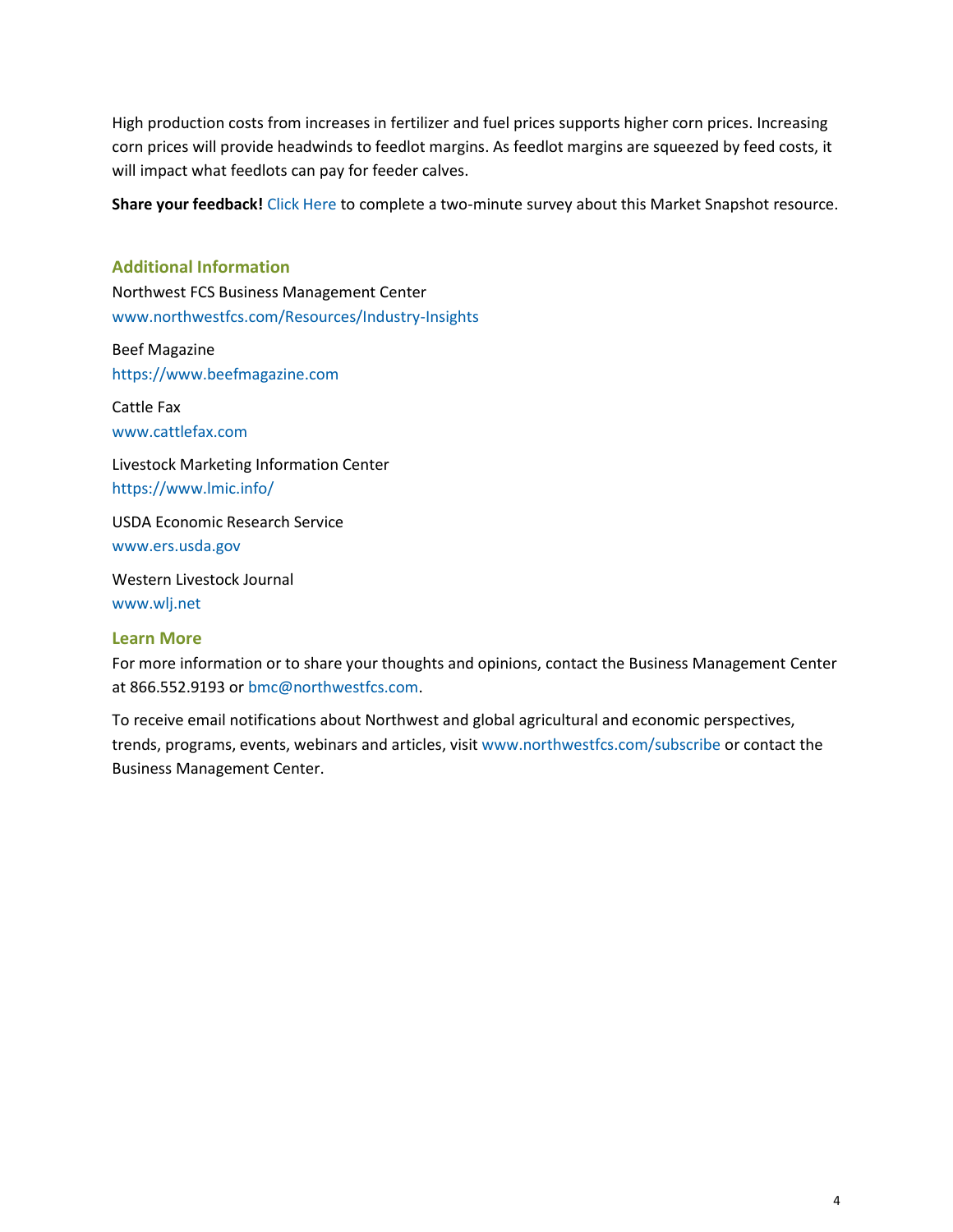High production costs from increases in fertilizer and fuel prices supports higher corn prices. Increasing corn prices will provide headwinds to feedlot margins. As feedlot margins are squeezed by feed costs, it will impact what feedlots can pay for feeder calves.

**Share your feedback!** Click Here to complete a two-minute survey about this Market Snapshot resource.

## Additional Information

Northwest FCS Business Management Center
www.northwestfcs.com/Resources/Industry-Insights

Beef Magazine
https://www.beefmagazine.com

Cattle Fax
www.cattlefax.com

Livestock Marketing Information Center
https://www.lmic.info/

USDA Economic Research Service
www.ers.usda.gov

Western Livestock Journal
www.wlj.net

## Learn More

For more information or to share your thoughts and opinions, contact the Business Management Center at 866.552.9193 or bmc@northwestfcs.com.

To receive email notifications about Northwest and global agricultural and economic perspectives, trends, programs, events, webinars and articles, visit www.northwestfcs.com/subscribe or contact the Business Management Center.